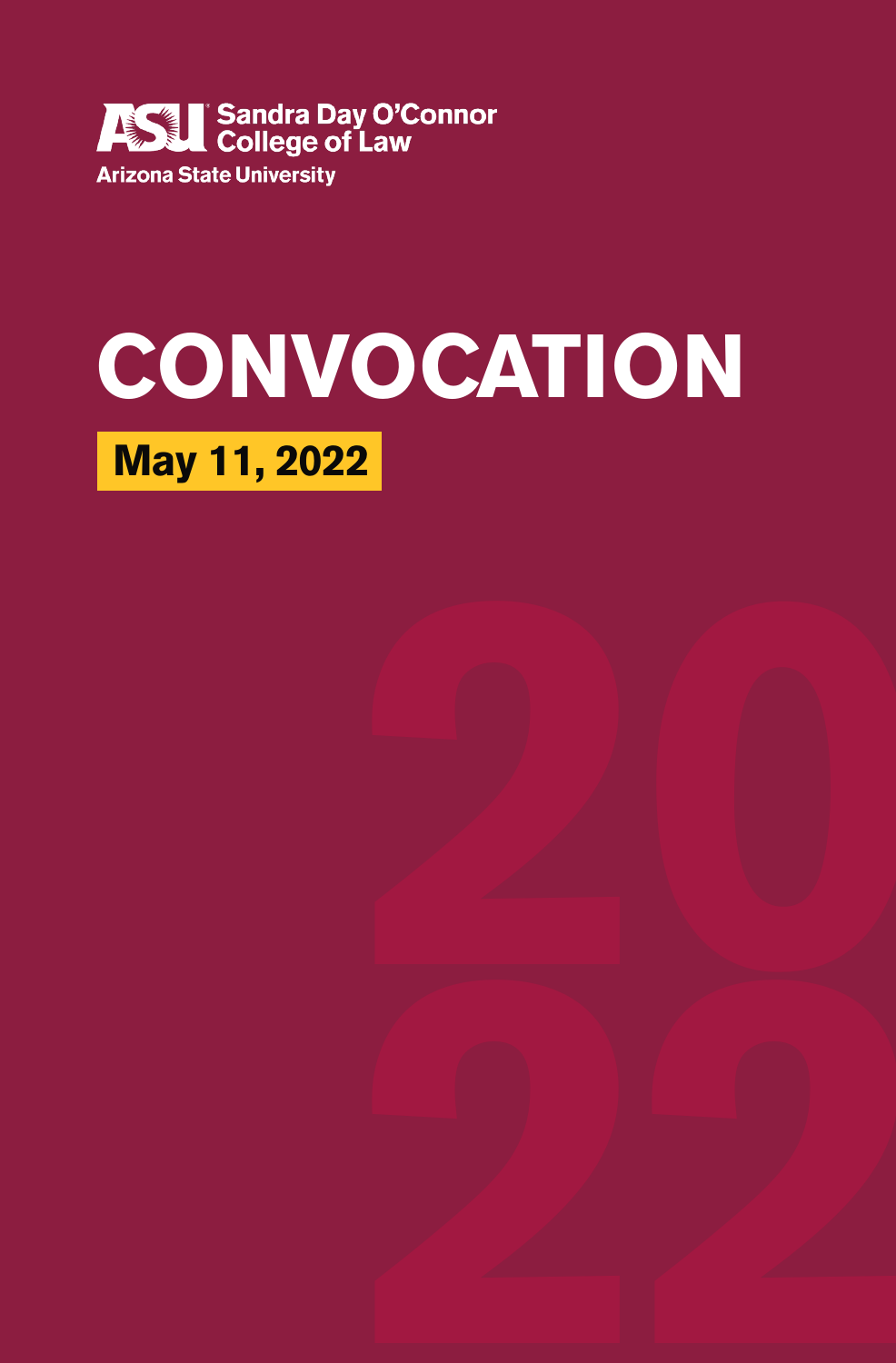ASU Sandra Day O'Connor College of Law
Arizona State University

# CONVOCATION

**May 11, 2022**

2022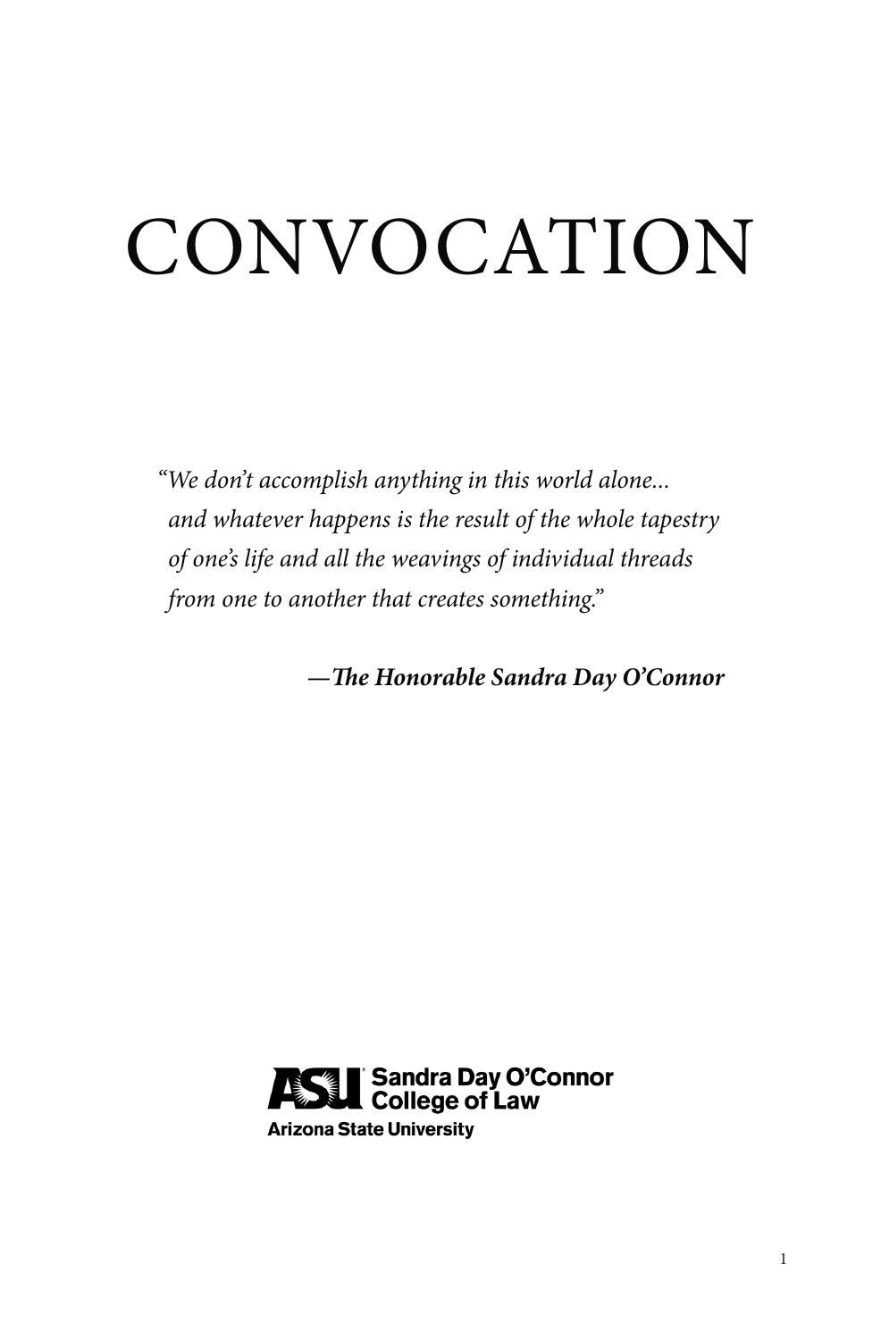# CONVOCATION

*"We don't accomplish anything in this world alone... and whatever happens is the result of the whole tapestry of one's life and all the weavings of individual threads from one to another that creates something."*

***—The Honorable Sandra Day O'Connor***

**ASU Sandra Day O'Connor College of Law**
**Arizona State University**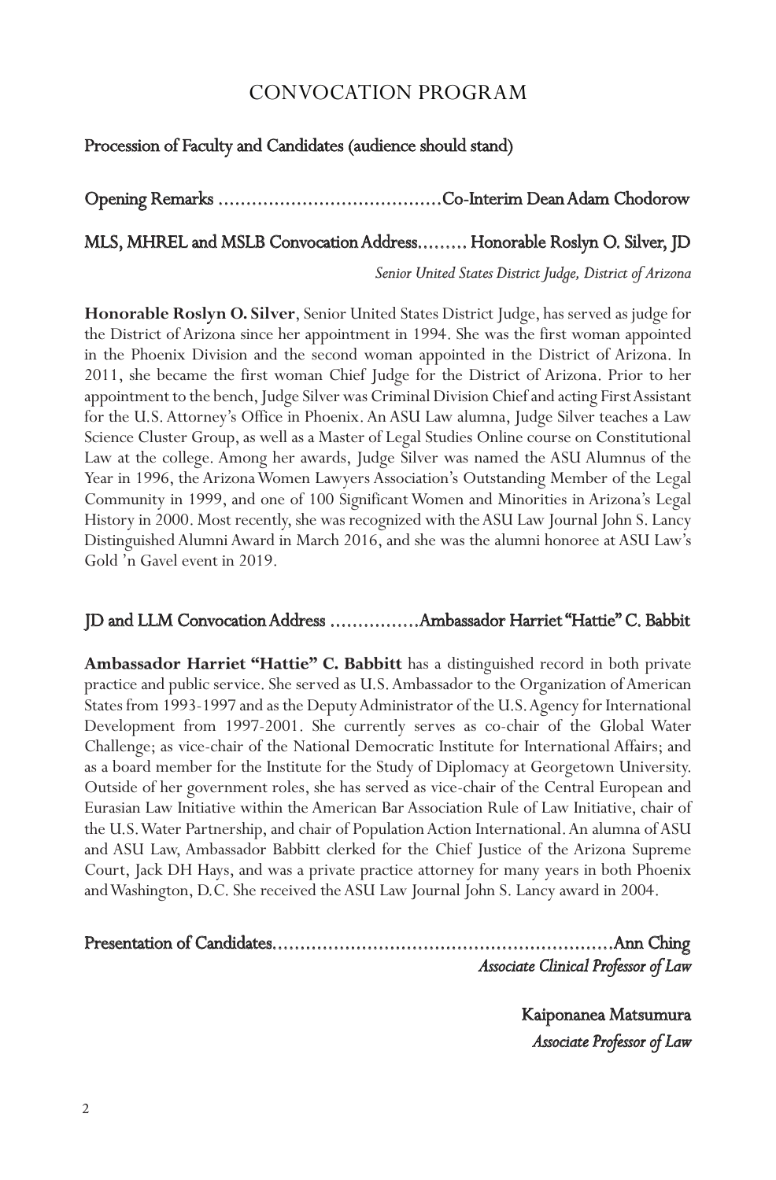# CONVOCATION PROGRAM

Procession of Faculty and Candidates (audience should stand)

Opening Remarks ........................................Co-Interim Dean Adam Chodorow

MLS, MHREL and MSLB Convocation Address......... Honorable Roslyn O. Silver, JD

*Senior United States District Judge, District of Arizona*

**Honorable Roslyn O. Silver**, Senior United States District Judge, has served as judge for the District of Arizona since her appointment in 1994. She was the first woman appointed in the Phoenix Division and the second woman appointed in the District of Arizona. In 2011, she became the first woman Chief Judge for the District of Arizona. Prior to her appointment to the bench, Judge Silver was Criminal Division Chief and acting First Assistant for the U.S. Attorney's Office in Phoenix. An ASU Law alumna, Judge Silver teaches a Law Science Cluster Group, as well as a Master of Legal Studies Online course on Constitutional Law at the college. Among her awards, Judge Silver was named the ASU Alumnus of the Year in 1996, the Arizona Women Lawyers Association's Outstanding Member of the Legal Community in 1999, and one of 100 Significant Women and Minorities in Arizona's Legal History in 2000. Most recently, she was recognized with the ASU Law Journal John S. Lancy Distinguished Alumni Award in March 2016, and she was the alumni honoree at ASU Law's Gold 'n Gavel event in 2019.

JD and LLM Convocation Address ................Ambassador Harriet "Hattie" C. Babbit

**Ambassador Harriet "Hattie" C. Babbitt** has a distinguished record in both private practice and public service. She served as U.S. Ambassador to the Organization of American States from 1993-1997 and as the Deputy Administrator of the U.S. Agency for International Development from 1997-2001. She currently serves as co-chair of the Global Water Challenge; as vice-chair of the National Democratic Institute for International Affairs; and as a board member for the Institute for the Study of Diplomacy at Georgetown University. Outside of her government roles, she has served as vice-chair of the Central European and Eurasian Law Initiative within the American Bar Association Rule of Law Initiative, chair of the U.S. Water Partnership, and chair of Population Action International. An alumna of ASU and ASU Law, Ambassador Babbitt clerked for the Chief Justice of the Arizona Supreme Court, Jack DH Hays, and was a private practice attorney for many years in both Phoenix and Washington, D.C. She received the ASU Law Journal John S. Lancy award in 2004.

Presentation of Candidates.............................................................Ann Ching
*Associate Clinical Professor of Law*

Kaiponanea Matsumura
*Associate Professor of Law*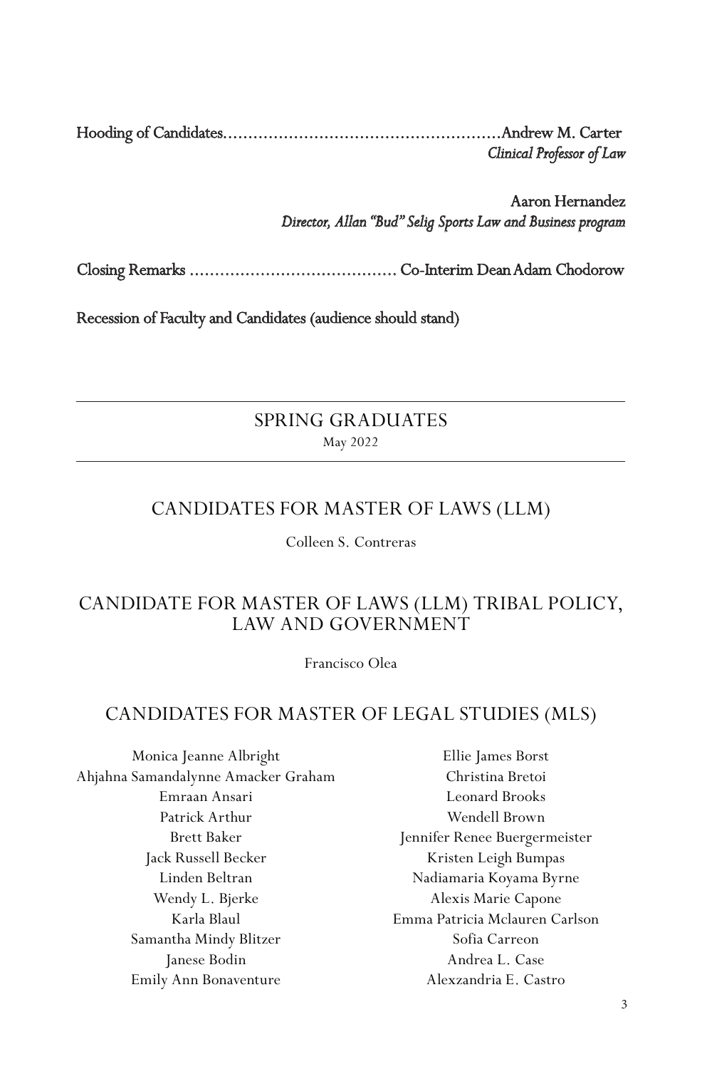**Hooding of Candidates**.......................................................**Andrew M. Carter**
*Clinical Professor of Law*

**Aaron Hernandez**
*Director, Allan "Bud" Selig Sports Law and Business program*

**Closing Remarks** ......................................... **Co-Interim Dean Adam Chodorow**

**Recession of Faculty and Candidates (audience should stand)**

---

## SPRING GRADUATES

May 2022

---

### CANDIDATES FOR MASTER OF LAWS (LLM)

Colleen S. Contreras

### CANDIDATE FOR MASTER OF LAWS (LLM) TRIBAL POLICY, LAW AND GOVERNMENT

Francisco Olea

### CANDIDATES FOR MASTER OF LEGAL STUDIES (MLS)

Monica Jeanne Albright
Ahjahna Samandalynne Amacker Graham
Emraan Ansari
Patrick Arthur
Brett Baker
Jack Russell Becker
Linden Beltran
Wendy L. Bjerke
Karla Blaul
Samantha Mindy Blitzer
Janese Bodin
Emily Ann Bonaventure
Ellie James Borst
Christina Bretoi
Leonard Brooks
Wendell Brown
Jennifer Renee Buergermeister
Kristen Leigh Bumpas
Nadiamaria Koyama Byrne
Alexis Marie Capone
Emma Patricia Mclauren Carlson
Sofia Carreon
Andrea L. Case
Alexzandria E. Castro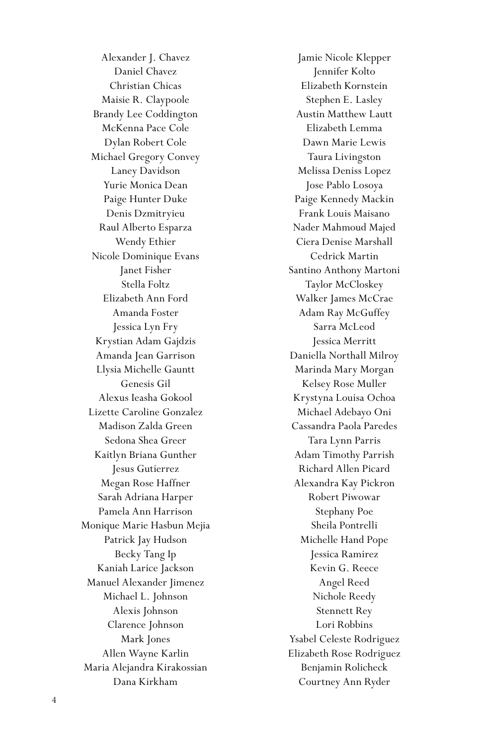Alexander J. Chavez
Daniel Chavez
Christian Chicas
Maisie R. Claypoole
Brandy Lee Coddington
McKenna Pace Cole
Dylan Robert Cole
Michael Gregory Convey
Laney Davidson
Yurie Monica Dean
Paige Hunter Duke
Denis Dzmitryieu
Raul Alberto Esparza
Wendy Ethier
Nicole Dominique Evans
Janet Fisher
Stella Foltz
Elizabeth Ann Ford
Amanda Foster
Jessica Lyn Fry
Krystian Adam Gajdzis
Amanda Jean Garrison
Llysia Michelle Gauntt
Genesis Gil
Alexus Ieasha Gokool
Lizette Caroline Gonzalez
Madison Zalda Green
Sedona Shea Greer
Kaitlyn Briana Gunther
Jesus Gutierrez
Megan Rose Haffner
Sarah Adriana Harper
Pamela Ann Harrison
Monique Marie Hasbun Mejia
Patrick Jay Hudson
Becky Tang Ip
Kaniah Larice Jackson
Manuel Alexander Jimenez
Michael L. Johnson
Alexis Johnson
Clarence Johnson
Mark Jones
Allen Wayne Karlin
Maria Alejandra Kirakossian
Dana Kirkham
Jamie Nicole Klepper
Jennifer Kolto
Elizabeth Kornstein
Stephen E. Lasley
Austin Matthew Lautt
Elizabeth Lemma
Dawn Marie Lewis
Taura Livingston
Melissa Deniss Lopez
Jose Pablo Losoya
Paige Kennedy Mackin
Frank Louis Maisano
Nader Mahmoud Majed
Ciera Denise Marshall
Cedrick Martin
Santino Anthony Martoni
Taylor McCloskey
Walker James McCrae
Adam Ray McGuffey
Sarra McLeod
Jessica Merritt
Daniella Northall Milroy
Marinda Mary Morgan
Kelsey Rose Muller
Krystyna Louisa Ochoa
Michael Adebayo Oni
Cassandra Paola Paredes
Tara Lynn Parris
Adam Timothy Parrish
Richard Allen Picard
Alexandra Kay Pickron
Robert Piwowar
Stephany Poe
Sheila Pontrelli
Michelle Hand Pope
Jessica Ramirez
Kevin G. Reece
Angel Reed
Nichole Reedy
Stennett Rey
Lori Robbins
Ysabel Celeste Rodriguez
Elizabeth Rose Rodriguez
Benjamin Rolicheck
Courtney Ann Ryder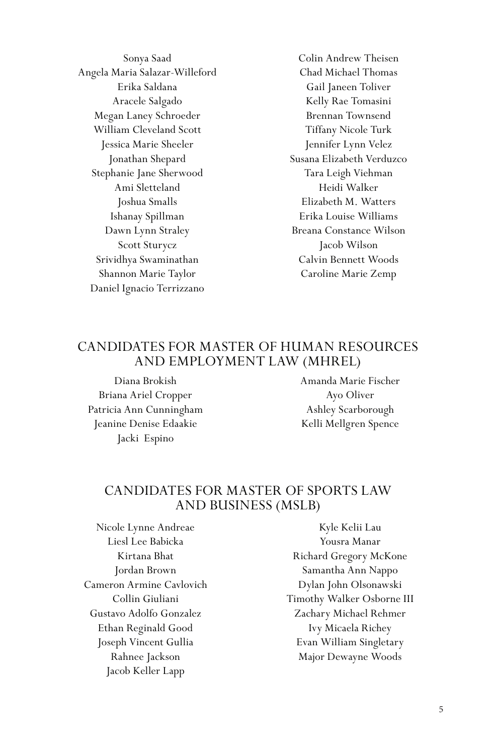Sonya Saad
Angela Maria Salazar-Willeford
Erika Saldana
Aracele Salgado
Megan Laney Schroeder
William Cleveland Scott
Jessica Marie Sheeler
Jonathan Shepard
Stephanie Jane Sherwood
Ami Sletteland
Joshua Smalls
Ishanay Spillman
Dawn Lynn Straley
Scott Sturycz
Srividhya Swaminathan
Shannon Marie Taylor
Daniel Ignacio Terrizzano
Colin Andrew Theisen
Chad Michael Thomas
Gail Janeen Toliver
Kelly Rae Tomasini
Brennan Townsend
Tiffany Nicole Turk
Jennifer Lynn Velez
Susana Elizabeth Verduzco
Tara Leigh Viehman
Heidi Walker
Elizabeth M. Watters
Erika Louise Williams
Breana Constance Wilson
Jacob Wilson
Calvin Bennett Woods
Caroline Marie Zemp

## CANDIDATES FOR MASTER OF HUMAN RESOURCES AND EMPLOYMENT LAW (MHREL)

Diana Brokish
Briana Ariel Cropper
Patricia Ann Cunningham
Jeanine Denise Edaakie
Jacki Espino
Amanda Marie Fischer
Ayo Oliver
Ashley Scarborough
Kelli Mellgren Spence

## CANDIDATES FOR MASTER OF SPORTS LAW AND BUSINESS (MSLB)

Nicole Lynne Andreae
Liesl Lee Babicka
Kirtana Bhat
Jordan Brown
Cameron Armine Cavlovich
Collin Giuliani
Gustavo Adolfo Gonzalez
Ethan Reginald Good
Joseph Vincent Gullia
Rahnee Jackson
Jacob Keller Lapp
Kyle Kelii Lau
Yousra Manar
Richard Gregory McKone
Samantha Ann Nappo
Dylan John Olsonawski
Timothy Walker Osborne III
Zachary Michael Rehmer
Ivy Micaela Richey
Evan William Singletary
Major Dewayne Woods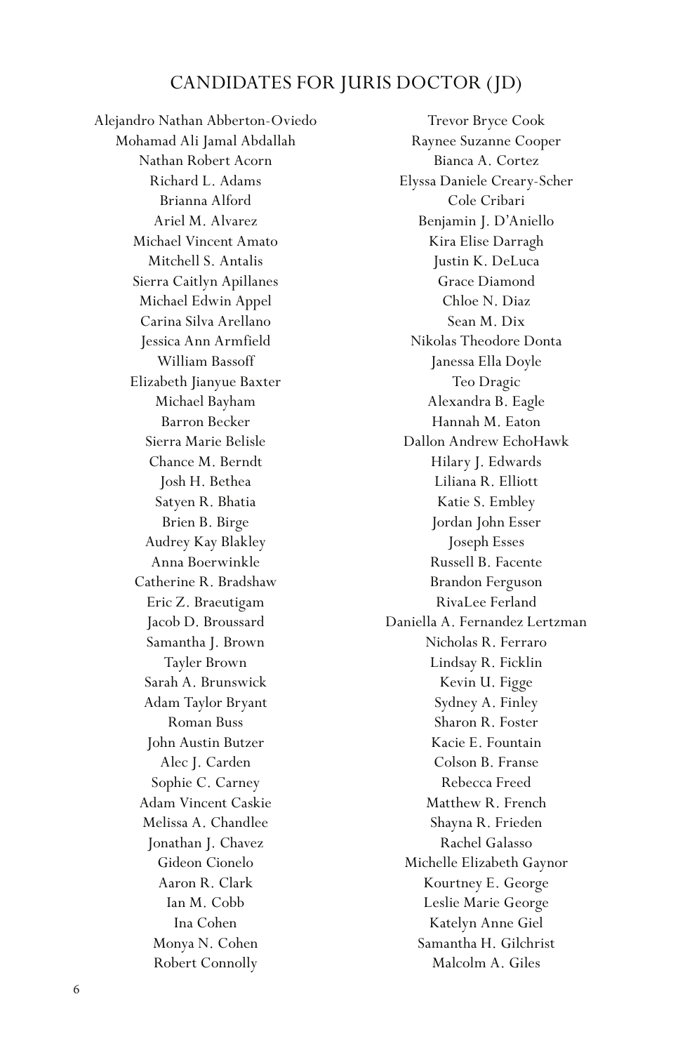## CANDIDATES FOR JURIS DOCTOR (JD)

Alejandro Nathan Abberton-Oviedo
Mohamad Ali Jamal Abdallah
Nathan Robert Acorn
Richard L. Adams
Brianna Alford
Ariel M. Alvarez
Michael Vincent Amato
Mitchell S. Antalis
Sierra Caitlyn Apillanes
Michael Edwin Appel
Carina Silva Arellano
Jessica Ann Armfield
William Bassoff
Elizabeth Jianyue Baxter
Michael Bayham
Barron Becker
Sierra Marie Belisle
Chance M. Berndt
Josh H. Bethea
Satyen R. Bhatia
Brien B. Birge
Audrey Kay Blakley
Anna Boerwinkle
Catherine R. Bradshaw
Eric Z. Braeutigam
Jacob D. Broussard
Samantha J. Brown
Tayler Brown
Sarah A. Brunswick
Adam Taylor Bryant
Roman Buss
John Austin Butzer
Alec J. Carden
Sophie C. Carney
Adam Vincent Caskie
Melissa A. Chandlee
Jonathan J. Chavez
Gideon Cionelo
Aaron R. Clark
Ian M. Cobb
Ina Cohen
Monya N. Cohen
Robert Connolly
Trevor Bryce Cook
Raynee Suzanne Cooper
Bianca A. Cortez
Elyssa Daniele Creary-Scher
Cole Cribari
Benjamin J. D'Aniello
Kira Elise Darragh
Justin K. DeLuca
Grace Diamond
Chloe N. Diaz
Sean M. Dix
Nikolas Theodore Donta
Janessa Ella Doyle
Teo Dragic
Alexandra B. Eagle
Hannah M. Eaton
Dallon Andrew EchoHawk
Hilary J. Edwards
Liliana R. Elliott
Katie S. Embley
Jordan John Esser
Joseph Esses
Russell B. Facente
Brandon Ferguson
RivaLee Ferland
Daniella A. Fernandez Lertzman
Nicholas R. Ferraro
Lindsay R. Ficklin
Kevin U. Figge
Sydney A. Finley
Sharon R. Foster
Kacie E. Fountain
Colson B. Franse
Rebecca Freed
Matthew R. French
Shayna R. Frieden
Rachel Galasso
Michelle Elizabeth Gaynor
Kourtney E. George
Leslie Marie George
Katelyn Anne Giel
Samantha H. Gilchrist
Malcolm A. Giles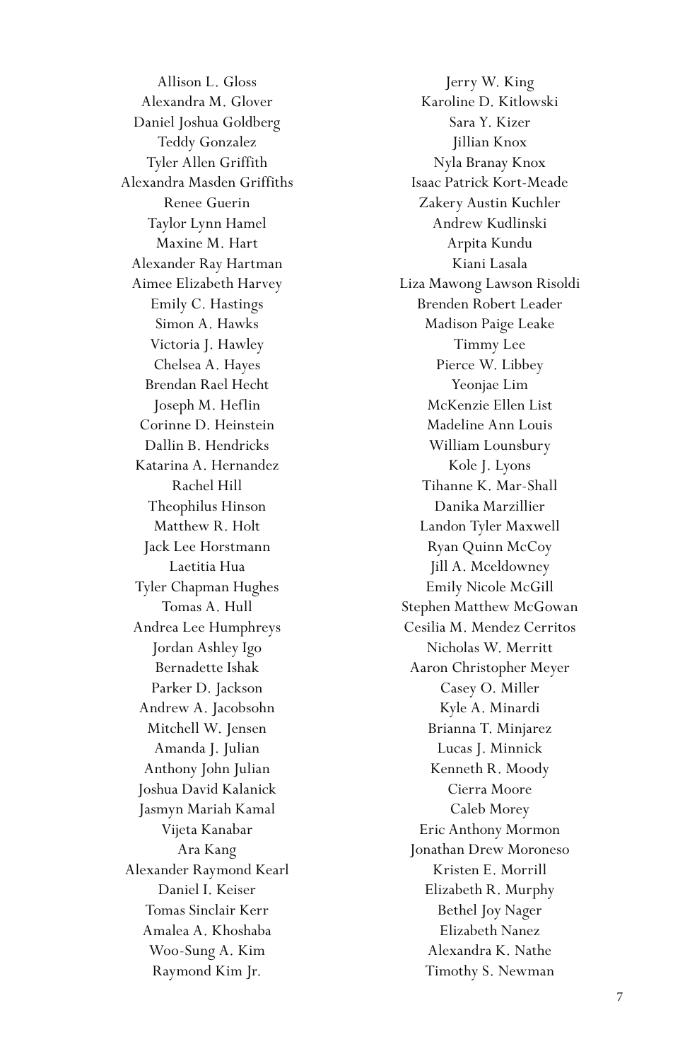Allison L. Gloss
Alexandra M. Glover
Daniel Joshua Goldberg
Teddy Gonzalez
Tyler Allen Griffith
Alexandra Masden Griffiths
Renee Guerin
Taylor Lynn Hamel
Maxine M. Hart
Alexander Ray Hartman
Aimee Elizabeth Harvey
Emily C. Hastings
Simon A. Hawks
Victoria J. Hawley
Chelsea A. Hayes
Brendan Rael Hecht
Joseph M. Heflin
Corinne D. Heinstein
Dallin B. Hendricks
Katarina A. Hernandez
Rachel Hill
Theophilus Hinson
Matthew R. Holt
Jack Lee Horstmann
Laetitia Hua
Tyler Chapman Hughes
Tomas A. Hull
Andrea Lee Humphreys
Jordan Ashley Igo
Bernadette Ishak
Parker D. Jackson
Andrew A. Jacobsohn
Mitchell W. Jensen
Amanda J. Julian
Anthony John Julian
Joshua David Kalanick
Jasmyn Mariah Kamal
Vijeta Kanabar
Ara Kang
Alexander Raymond Kearl
Daniel I. Keiser
Tomas Sinclair Kerr
Amalea A. Khoshaba
Woo-Sung A. Kim
Raymond Kim Jr.
Jerry W. King
Karoline D. Kitlowski
Sara Y. Kizer
Jillian Knox
Nyla Branay Knox
Isaac Patrick Kort-Meade
Zakery Austin Kuchler
Andrew Kudlinski
Arpita Kundu
Kiani Lasala
Liza Mawong Lawson Risoldi
Brenden Robert Leader
Madison Paige Leake
Timmy Lee
Pierce W. Libbey
Yeonjae Lim
McKenzie Ellen List
Madeline Ann Louis
William Lounsbury
Kole J. Lyons
Tihanne K. Mar-Shall
Danika Marzillier
Landon Tyler Maxwell
Ryan Quinn McCoy
Jill A. Mceldowney
Emily Nicole McGill
Stephen Matthew McGowan
Cesilia M. Mendez Cerritos
Nicholas W. Merritt
Aaron Christopher Meyer
Casey O. Miller
Kyle A. Minardi
Brianna T. Minjarez
Lucas J. Minnick
Kenneth R. Moody
Cierra Moore
Caleb Morey
Eric Anthony Mormon
Jonathan Drew Moroneso
Kristen E. Morrill
Elizabeth R. Murphy
Bethel Joy Nager
Elizabeth Nanez
Alexandra K. Nathe
Timothy S. Newman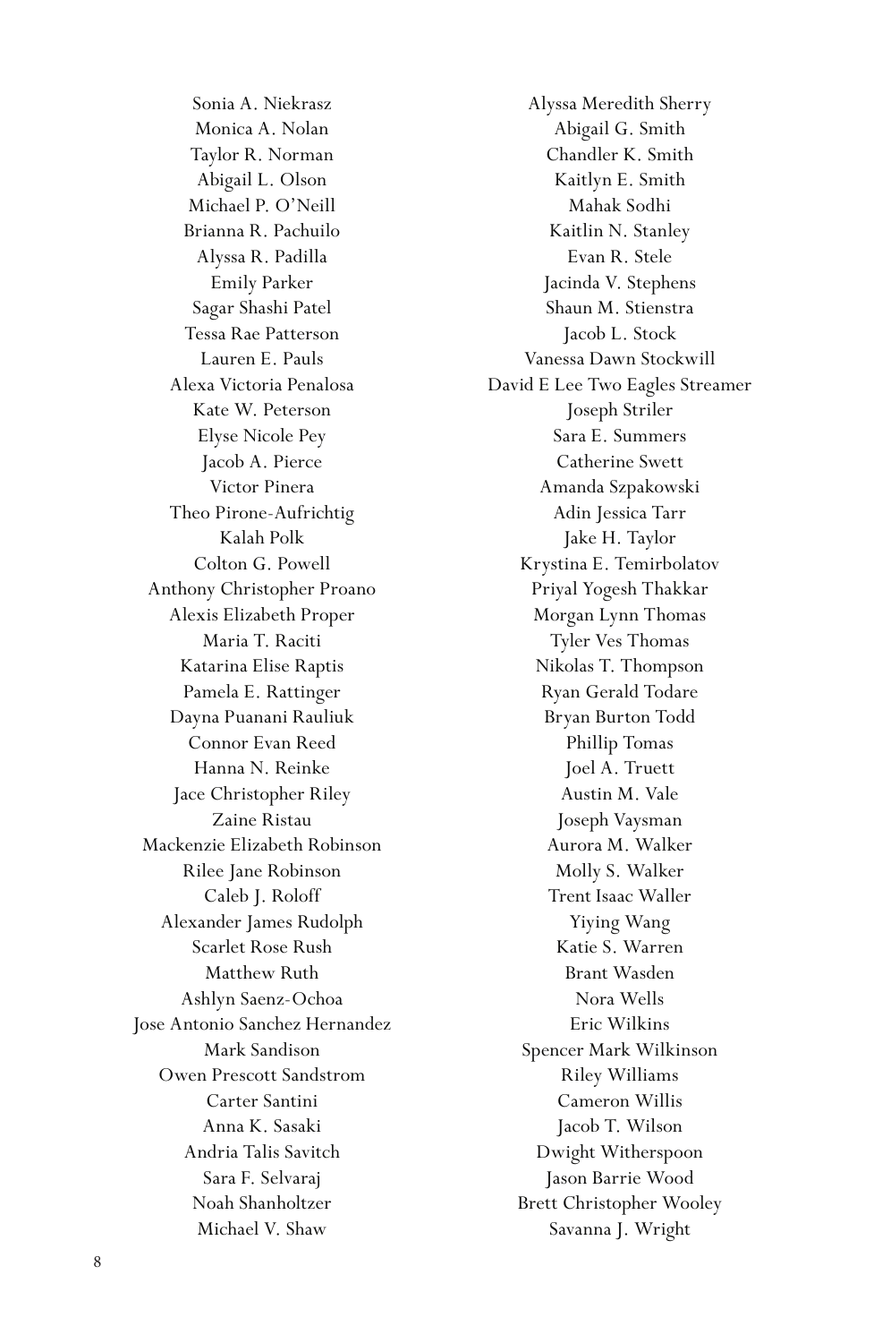Sonia A. Niekrasz
Monica A. Nolan
Taylor R. Norman
Abigail L. Olson
Michael P. O'Neill
Brianna R. Pachuilo
Alyssa R. Padilla
Emily Parker
Sagar Shashi Patel
Tessa Rae Patterson
Lauren E. Pauls
Alexa Victoria Penalosa
Kate W. Peterson
Elyse Nicole Pey
Jacob A. Pierce
Victor Pinera
Theo Pirone-Aufrichtig
Kalah Polk
Colton G. Powell
Anthony Christopher Proano
Alexis Elizabeth Proper
Maria T. Raciti
Katarina Elise Raptis
Pamela E. Rattinger
Dayna Puanani Rauliuk
Connor Evan Reed
Hanna N. Reinke
Jace Christopher Riley
Zaine Ristau
Mackenzie Elizabeth Robinson
Rilee Jane Robinson
Caleb J. Roloff
Alexander James Rudolph
Scarlet Rose Rush
Matthew Ruth
Ashlyn Saenz-Ochoa
Jose Antonio Sanchez Hernandez
Mark Sandison
Owen Prescott Sandstrom
Carter Santini
Anna K. Sasaki
Andria Talis Savitch
Sara F. Selvaraj
Noah Shanholtzer
Michael V. Shaw
Alyssa Meredith Sherry
Abigail G. Smith
Chandler K. Smith
Kaitlyn E. Smith
Mahak Sodhi
Kaitlin N. Stanley
Evan R. Stele
Jacinda V. Stephens
Shaun M. Stienstra
Jacob L. Stock
Vanessa Dawn Stockwill
David E Lee Two Eagles Streamer
Joseph Striler
Sara E. Summers
Catherine Swett
Amanda Szpakowski
Adin Jessica Tarr
Jake H. Taylor
Krystina E. Temirbolatov
Priyal Yogesh Thakkar
Morgan Lynn Thomas
Tyler Ves Thomas
Nikolas T. Thompson
Ryan Gerald Todare
Bryan Burton Todd
Phillip Tomas
Joel A. Truett
Austin M. Vale
Joseph Vaysman
Aurora M. Walker
Molly S. Walker
Trent Isaac Waller
Yiying Wang
Katie S. Warren
Brant Wasden
Nora Wells
Eric Wilkins
Spencer Mark Wilkinson
Riley Williams
Cameron Willis
Jacob T. Wilson
Dwight Witherspoon
Jason Barrie Wood
Brett Christopher Wooley
Savanna J. Wright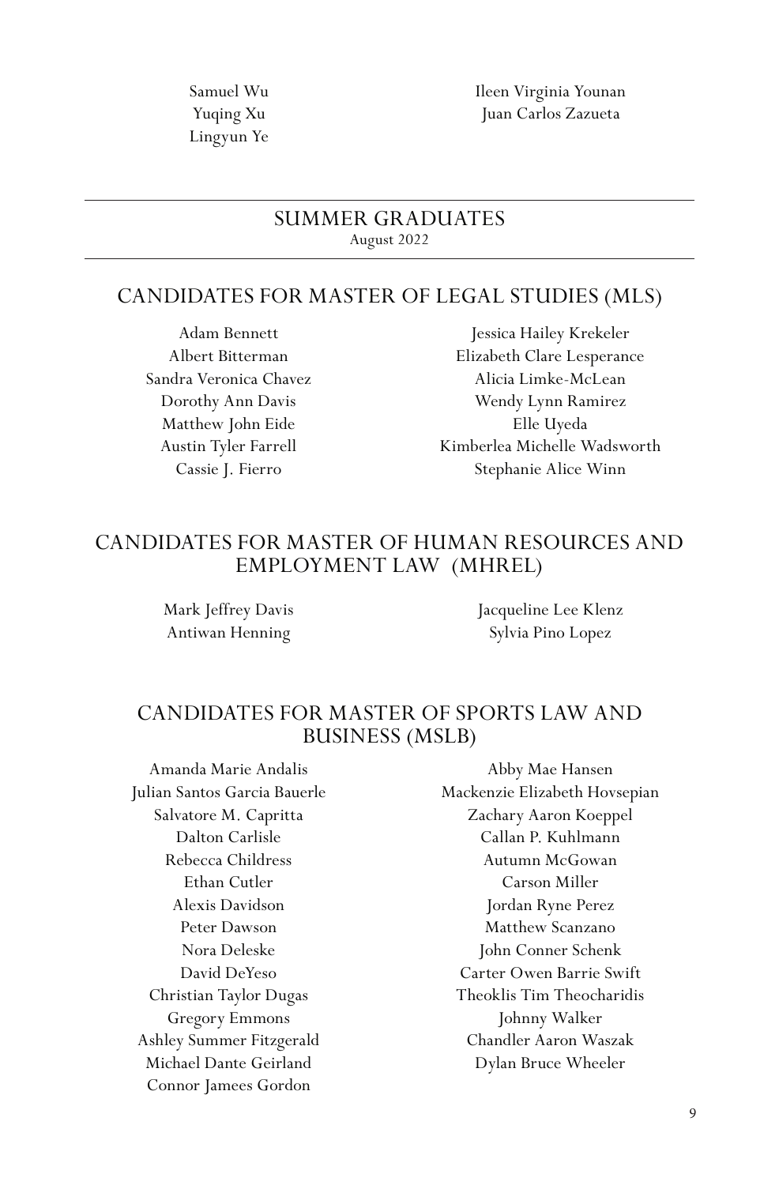Samuel Wu
Yuqing Xu
Lingyun Ye
Ileen Virginia Younan
Juan Carlos Zazueta

## SUMMER GRADUATES

August 2022

### CANDIDATES FOR MASTER OF LEGAL STUDIES (MLS)

Adam Bennett
Albert Bitterman
Sandra Veronica Chavez
Dorothy Ann Davis
Matthew John Eide
Austin Tyler Farrell
Cassie J. Fierro
Jessica Hailey Krekeler
Elizabeth Clare Lesperance
Alicia Limke-McLean
Wendy Lynn Ramirez
Elle Uyeda
Kimberlea Michelle Wadsworth
Stephanie Alice Winn

### CANDIDATES FOR MASTER OF HUMAN RESOURCES AND EMPLOYMENT LAW (MHREL)

Mark Jeffrey Davis
Antiwan Henning
Jacqueline Lee Klenz
Sylvia Pino Lopez

### CANDIDATES FOR MASTER OF SPORTS LAW AND BUSINESS (MSLB)

Amanda Marie Andalis
Julian Santos Garcia Bauerle
Salvatore M. Capritta
Dalton Carlisle
Rebecca Childress
Ethan Cutler
Alexis Davidson
Peter Dawson
Nora Deleske
David DeYeso
Christian Taylor Dugas
Gregory Emmons
Ashley Summer Fitzgerald
Michael Dante Geirland
Connor Jamees Gordon
Abby Mae Hansen
Mackenzie Elizabeth Hovsepian
Zachary Aaron Koeppel
Callan P. Kuhlmann
Autumn McGowan
Carson Miller
Jordan Ryne Perez
Matthew Scanzano
John Conner Schenk
Carter Owen Barrie Swift
Theoklis Tim Theocharidis
Johnny Walker
Chandler Aaron Waszak
Dylan Bruce Wheeler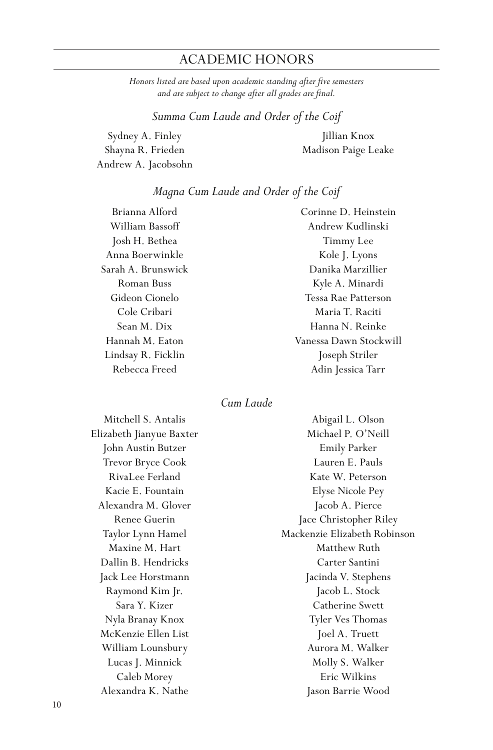## ACADEMIC HONORS

*Honors listed are based upon academic standing after five semesters and are subject to change after all grades are final.*

### *Summa Cum Laude and Order of the Coif*

Sydney A. Finley
Shayna R. Frieden
Andrew A. Jacobsohn
Jillian Knox
Madison Paige Leake

### *Magna Cum Laude and Order of the Coif*

Brianna Alford
William Bassoff
Josh H. Bethea
Anna Boerwinkle
Sarah A. Brunswick
Roman Buss
Gideon Cionelo
Cole Cribari
Sean M. Dix
Hannah M. Eaton
Lindsay R. Ficklin
Rebecca Freed
Corinne D. Heinstein
Andrew Kudlinski
Timmy Lee
Kole J. Lyons
Danika Marzillier
Kyle A. Minardi
Tessa Rae Patterson
Maria T. Raciti
Hanna N. Reinke
Vanessa Dawn Stockwill
Joseph Striler
Adin Jessica Tarr

### *Cum Laude*

Mitchell S. Antalis
Elizabeth Jianyue Baxter
John Austin Butzer
Trevor Bryce Cook
RivaLee Ferland
Kacie E. Fountain
Alexandra M. Glover
Renee Guerin
Taylor Lynn Hamel
Maxine M. Hart
Dallin B. Hendricks
Jack Lee Horstmann
Raymond Kim Jr.
Sara Y. Kizer
Nyla Branay Knox
McKenzie Ellen List
William Lounsbury
Lucas J. Minnick
Caleb Morey
Alexandra K. Nathe
Abigail L. Olson
Michael P. O'Neill
Emily Parker
Lauren E. Pauls
Kate W. Peterson
Elyse Nicole Pey
Jacob A. Pierce
Jace Christopher Riley
Mackenzie Elizabeth Robinson
Matthew Ruth
Carter Santini
Jacinda V. Stephens
Jacob L. Stock
Catherine Swett
Tyler Ves Thomas
Joel A. Truett
Aurora M. Walker
Molly S. Walker
Eric Wilkins
Jason Barrie Wood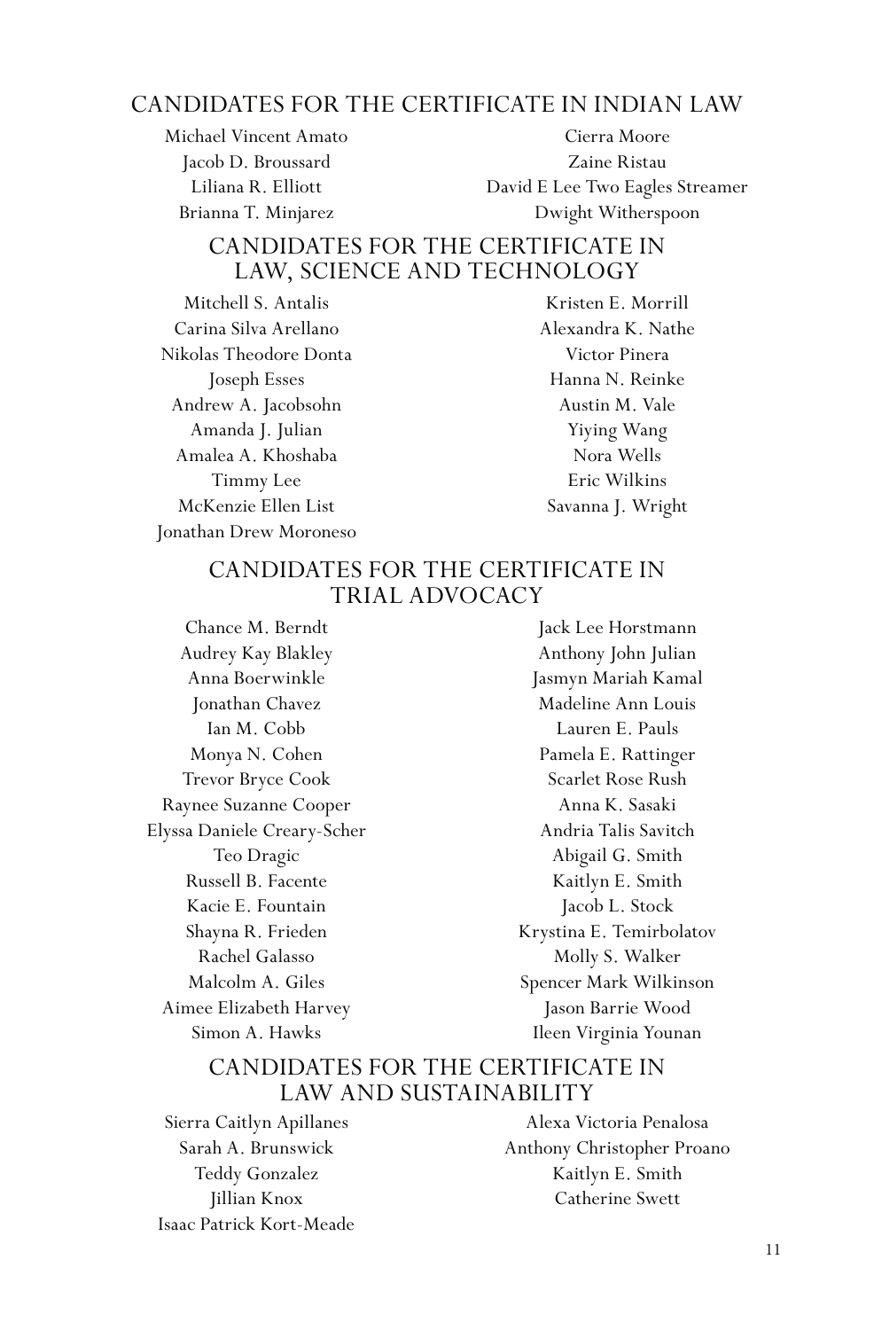## CANDIDATES FOR THE CERTIFICATE IN INDIAN LAW

Michael Vincent Amato
Jacob D. Broussard
Liliana R. Elliott
Brianna T. Minjarez
Cierra Moore
Zaine Ristau
David E Lee Two Eagles Streamer
Dwight Witherspoon

## CANDIDATES FOR THE CERTIFICATE IN LAW, SCIENCE AND TECHNOLOGY

Mitchell S. Antalis
Carina Silva Arellano
Nikolas Theodore Donta
Joseph Esses
Andrew A. Jacobsohn
Amanda J. Julian
Amalea A. Khoshaba
Timmy Lee
McKenzie Ellen List
Jonathan Drew Moroneso
Kristen E. Morrill
Alexandra K. Nathe
Victor Pinera
Hanna N. Reinke
Austin M. Vale
Yiying Wang
Nora Wells
Eric Wilkins
Savanna J. Wright

## CANDIDATES FOR THE CERTIFICATE IN TRIAL ADVOCACY

Chance M. Berndt
Audrey Kay Blakley
Anna Boerwinkle
Jonathan Chavez
Ian M. Cobb
Monya N. Cohen
Trevor Bryce Cook
Raynee Suzanne Cooper
Elyssa Daniele Creary-Scher
Teo Dragic
Russell B. Facente
Kacie E. Fountain
Shayna R. Frieden
Rachel Galasso
Malcolm A. Giles
Aimee Elizabeth Harvey
Simon A. Hawks
Jack Lee Horstmann
Anthony John Julian
Jasmyn Mariah Kamal
Madeline Ann Louis
Lauren E. Pauls
Pamela E. Rattinger
Scarlet Rose Rush
Anna K. Sasaki
Andria Talis Savitch
Abigail G. Smith
Kaitlyn E. Smith
Jacob L. Stock
Krystina E. Temirbolatov
Molly S. Walker
Spencer Mark Wilkinson
Jason Barrie Wood
Ileen Virginia Younan

## CANDIDATES FOR THE CERTIFICATE IN LAW AND SUSTAINABILITY

Sierra Caitlyn Apillanes
Sarah A. Brunswick
Teddy Gonzalez
Jillian Knox
Isaac Patrick Kort-Meade
Alexa Victoria Penalosa
Anthony Christopher Proano
Kaitlyn E. Smith
Catherine Swett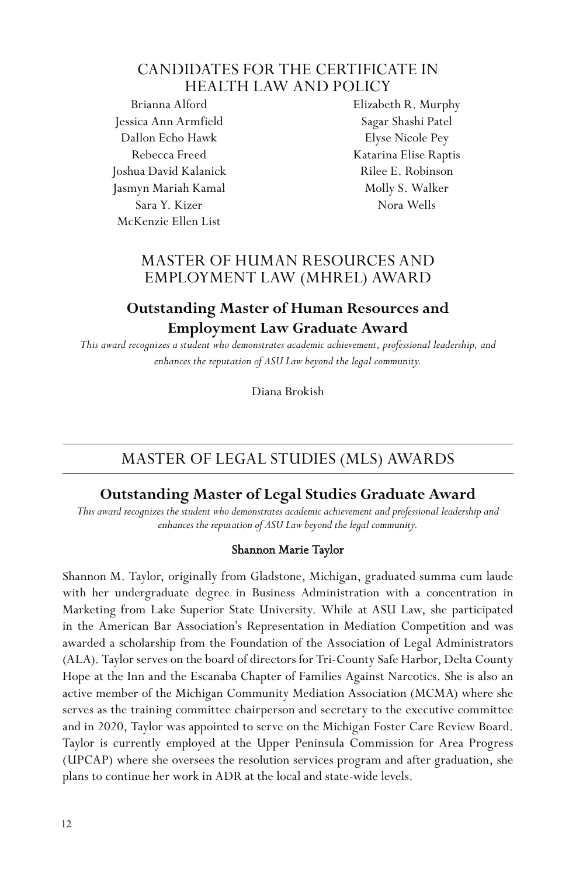## CANDIDATES FOR THE CERTIFICATE IN HEALTH LAW AND POLICY

Brianna Alford
Jessica Ann Armfield
Dallon Echo Hawk
Rebecca Freed
Joshua David Kalanick
Jasmyn Mariah Kamal
Sara Y. Kizer
McKenzie Ellen List
Elizabeth R. Murphy
Sagar Shashi Patel
Elyse Nicole Pey
Katarina Elise Raptis
Rilee E. Robinson
Molly S. Walker
Nora Wells

## MASTER OF HUMAN RESOURCES AND EMPLOYMENT LAW (MHREL) AWARD

### Outstanding Master of Human Resources and Employment Law Graduate Award

*This award recognizes a student who demonstrates academic achievement, professional leadership, and enhances the reputation of ASU Law beyond the legal community.*

Diana Brokish

## MASTER OF LEGAL STUDIES (MLS) AWARDS

### Outstanding Master of Legal Studies Graduate Award

*This award recognizes the student who demonstrates academic achievement and professional leadership and enhances the reputation of ASU Law beyond the legal community.*

**Shannon Marie Taylor**

Shannon M. Taylor, originally from Gladstone, Michigan, graduated summa cum laude with her undergraduate degree in Business Administration with a concentration in Marketing from Lake Superior State University. While at ASU Law, she participated in the American Bar Association's Representation in Mediation Competition and was awarded a scholarship from the Foundation of the Association of Legal Administrators (ALA). Taylor serves on the board of directors for Tri-County Safe Harbor, Delta County Hope at the Inn and the Escanaba Chapter of Families Against Narcotics. She is also an active member of the Michigan Community Mediation Association (MCMA) where she serves as the training committee chairperson and secretary to the executive committee and in 2020, Taylor was appointed to serve on the Michigan Foster Care Review Board. Taylor is currently employed at the Upper Peninsula Commission for Area Progress (UPCAP) where she oversees the resolution services program and after graduation, she plans to continue her work in ADR at the local and state-wide levels.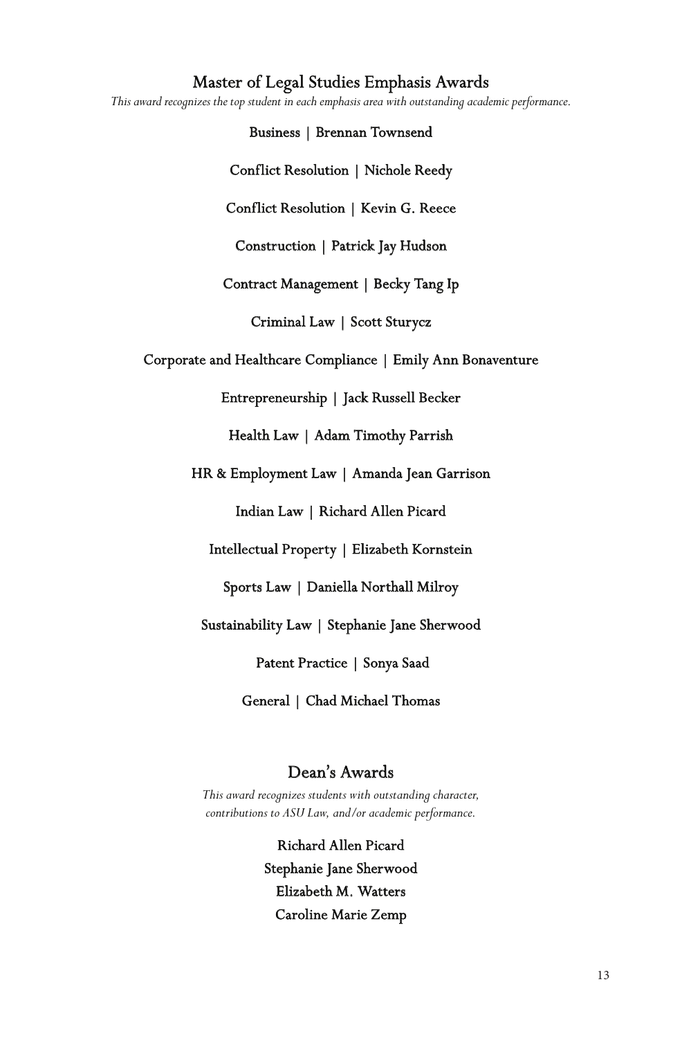## Master of Legal Studies Emphasis Awards

*This award recognizes the top student in each emphasis area with outstanding academic performance.*

Business | Brennan Townsend

Conflict Resolution | Nichole Reedy

Conflict Resolution | Kevin G. Reece

Construction | Patrick Jay Hudson

Contract Management | Becky Tang Ip

Criminal Law | Scott Sturycz

Corporate and Healthcare Compliance | Emily Ann Bonaventure

Entrepreneurship | Jack Russell Becker

Health Law | Adam Timothy Parrish

HR & Employment Law | Amanda Jean Garrison

Indian Law | Richard Allen Picard

Intellectual Property | Elizabeth Kornstein

Sports Law | Daniella Northall Milroy

Sustainability Law | Stephanie Jane Sherwood

Patent Practice | Sonya Saad

General | Chad Michael Thomas

## Dean's Awards

*This award recognizes students with outstanding character, contributions to ASU Law, and/or academic performance.*

Richard Allen Picard
Stephanie Jane Sherwood
Elizabeth M. Watters
Caroline Marie Zemp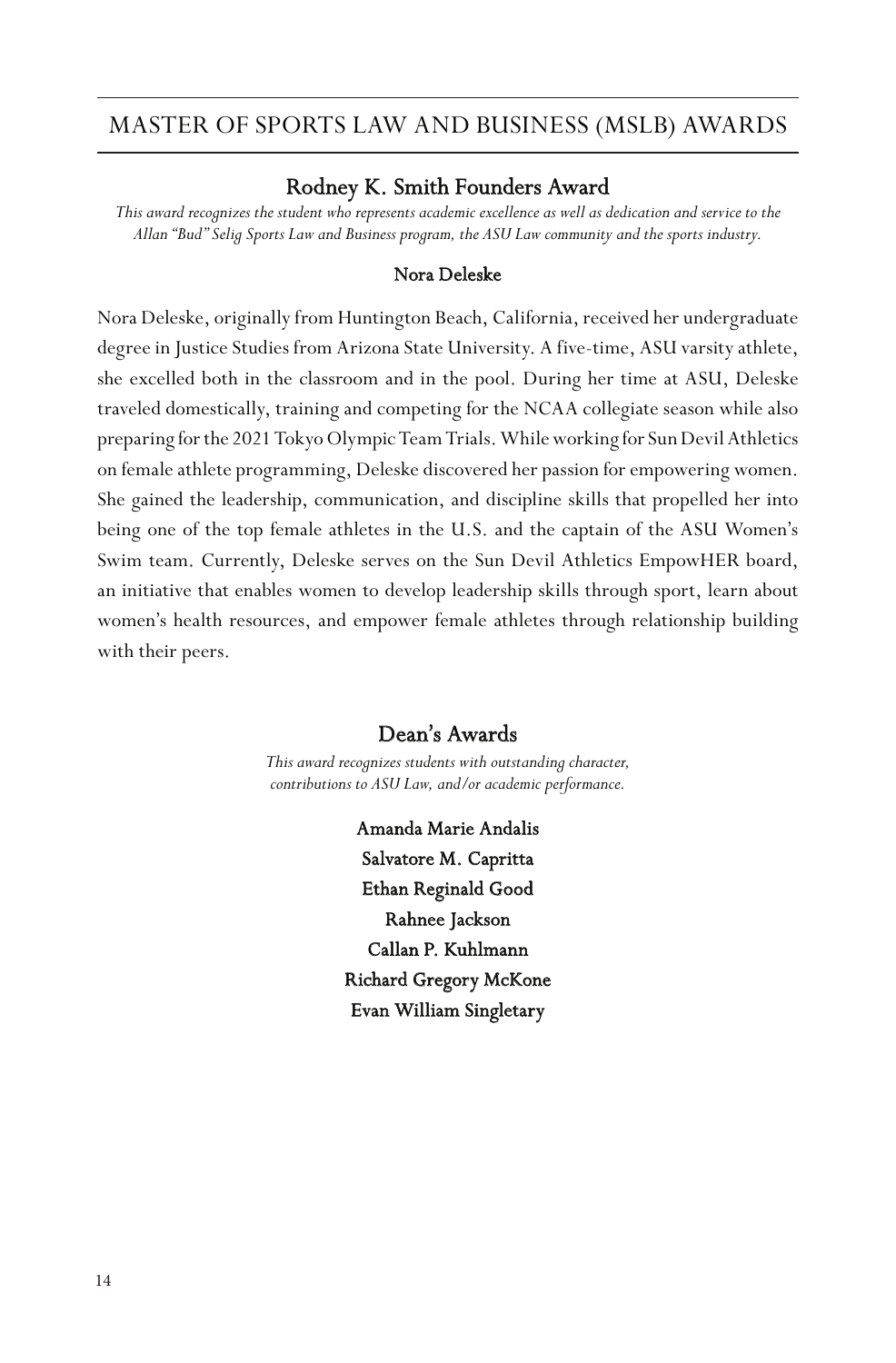# MASTER OF SPORTS LAW AND BUSINESS (MSLB) AWARDS

## Rodney K. Smith Founders Award

*This award recognizes the student who represents academic excellence as well as dedication and service to the Allan "Bud" Selig Sports Law and Business program, the ASU Law community and the sports industry.*

### Nora Deleske

Nora Deleske, originally from Huntington Beach, California, received her undergraduate degree in Justice Studies from Arizona State University. A five-time, ASU varsity athlete, she excelled both in the classroom and in the pool. During her time at ASU, Deleske traveled domestically, training and competing for the NCAA collegiate season while also preparing for the 2021 Tokyo Olympic Team Trials. While working for Sun Devil Athletics on female athlete programming, Deleske discovered her passion for empowering women. She gained the leadership, communication, and discipline skills that propelled her into being one of the top female athletes in the U.S. and the captain of the ASU Women's Swim team. Currently, Deleske serves on the Sun Devil Athletics EmpowHER board, an initiative that enables women to develop leadership skills through sport, learn about women's health resources, and empower female athletes through relationship building with their peers.

## Dean's Awards

*This award recognizes students with outstanding character, contributions to ASU Law, and/or academic performance.*

**Amanda Marie Andalis**
**Salvatore M. Capritta**
**Ethan Reginald Good**
**Rahnee Jackson**
**Callan P. Kuhlmann**
**Richard Gregory McKone**
**Evan William Singletary**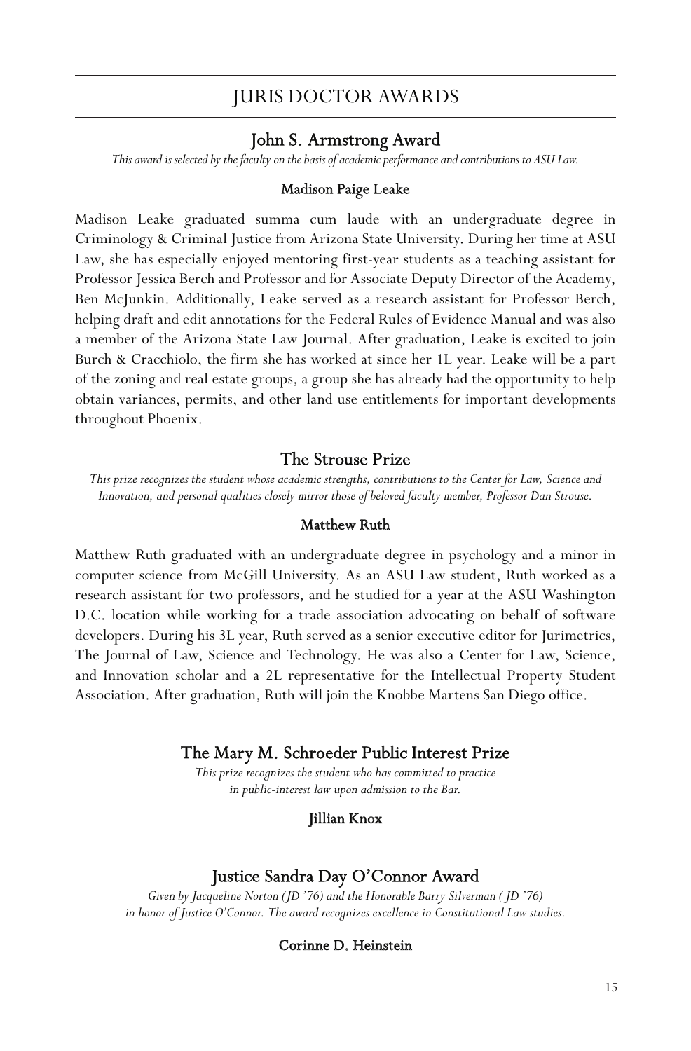# JURIS DOCTOR AWARDS

## John S. Armstrong Award

*This award is selected by the faculty on the basis of academic performance and contributions to ASU Law.*

### Madison Paige Leake

Madison Leake graduated summa cum laude with an undergraduate degree in Criminology & Criminal Justice from Arizona State University. During her time at ASU Law, she has especially enjoyed mentoring first-year students as a teaching assistant for Professor Jessica Berch and Professor and for Associate Deputy Director of the Academy, Ben McJunkin. Additionally, Leake served as a research assistant for Professor Berch, helping draft and edit annotations for the Federal Rules of Evidence Manual and was also a member of the Arizona State Law Journal. After graduation, Leake is excited to join Burch & Cracchiolo, the firm she has worked at since her 1L year. Leake will be a part of the zoning and real estate groups, a group she has already had the opportunity to help obtain variances, permits, and other land use entitlements for important developments throughout Phoenix.

## The Strouse Prize

*This prize recognizes the student whose academic strengths, contributions to the Center for Law, Science and Innovation, and personal qualities closely mirror those of beloved faculty member, Professor Dan Strouse.*

### Matthew Ruth

Matthew Ruth graduated with an undergraduate degree in psychology and a minor in computer science from McGill University. As an ASU Law student, Ruth worked as a research assistant for two professors, and he studied for a year at the ASU Washington D.C. location while working for a trade association advocating on behalf of software developers. During his 3L year, Ruth served as a senior executive editor for Jurimetrics, The Journal of Law, Science and Technology. He was also a Center for Law, Science, and Innovation scholar and a 2L representative for the Intellectual Property Student Association. After graduation, Ruth will join the Knobbe Martens San Diego office.

## The Mary M. Schroeder Public Interest Prize

*This prize recognizes the student who has committed to practice in public-interest law upon admission to the Bar.*

### Jillian Knox

## Justice Sandra Day O'Connor Award

*Given by Jacqueline Norton (JD '76) and the Honorable Barry Silverman ( JD '76) in honor of Justice O'Connor. The award recognizes excellence in Constitutional Law studies.*

### Corinne D. Heinstein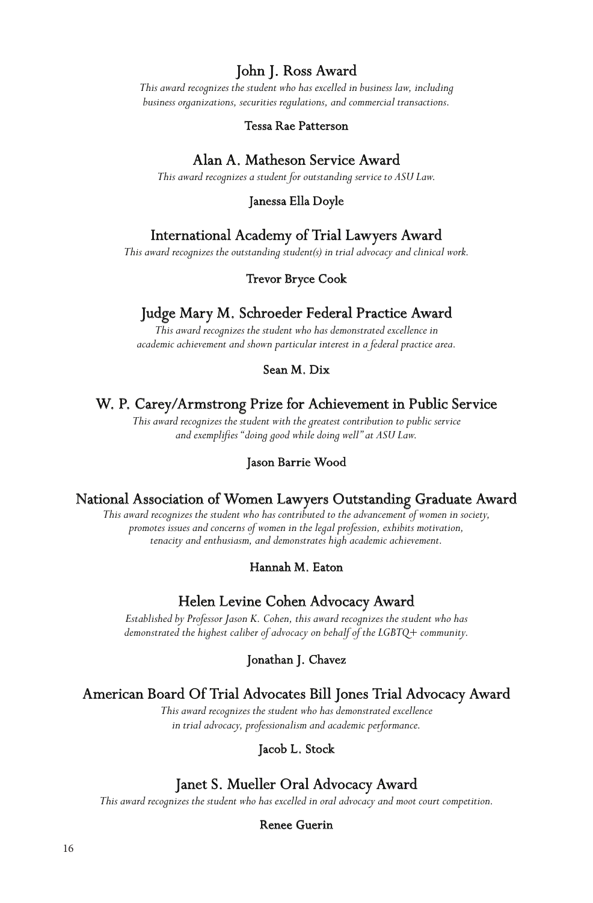## John J. Ross Award

*This award recognizes the student who has excelled in business law, including business organizations, securities regulations, and commercial transactions.*

Tessa Rae Patterson

## Alan A. Matheson Service Award

*This award recognizes a student for outstanding service to ASU Law.*

Janessa Ella Doyle

## International Academy of Trial Lawyers Award

*This award recognizes the outstanding student(s) in trial advocacy and clinical work.*

Trevor Bryce Cook

## Judge Mary M. Schroeder Federal Practice Award

*This award recognizes the student who has demonstrated excellence in academic achievement and shown particular interest in a federal practice area.*

Sean M. Dix

## W. P. Carey/Armstrong Prize for Achievement in Public Service

*This award recognizes the student with the greatest contribution to public service and exemplifies "doing good while doing well" at ASU Law.*

Jason Barrie Wood

## National Association of Women Lawyers Outstanding Graduate Award

*This award recognizes the student who has contributed to the advancement of women in society, promotes issues and concerns of women in the legal profession, exhibits motivation, tenacity and enthusiasm, and demonstrates high academic achievement.*

Hannah M. Eaton

## Helen Levine Cohen Advocacy Award

*Established by Professor Jason K. Cohen, this award recognizes the student who has demonstrated the highest caliber of advocacy on behalf of the LGBTQ+ community.*

Jonathan J. Chavez

## American Board Of Trial Advocates Bill Jones Trial Advocacy Award

*This award recognizes the student who has demonstrated excellence in trial advocacy, professionalism and academic performance.*

Jacob L. Stock

## Janet S. Mueller Oral Advocacy Award

*This award recognizes the student who has excelled in oral advocacy and moot court competition.*

Renee Guerin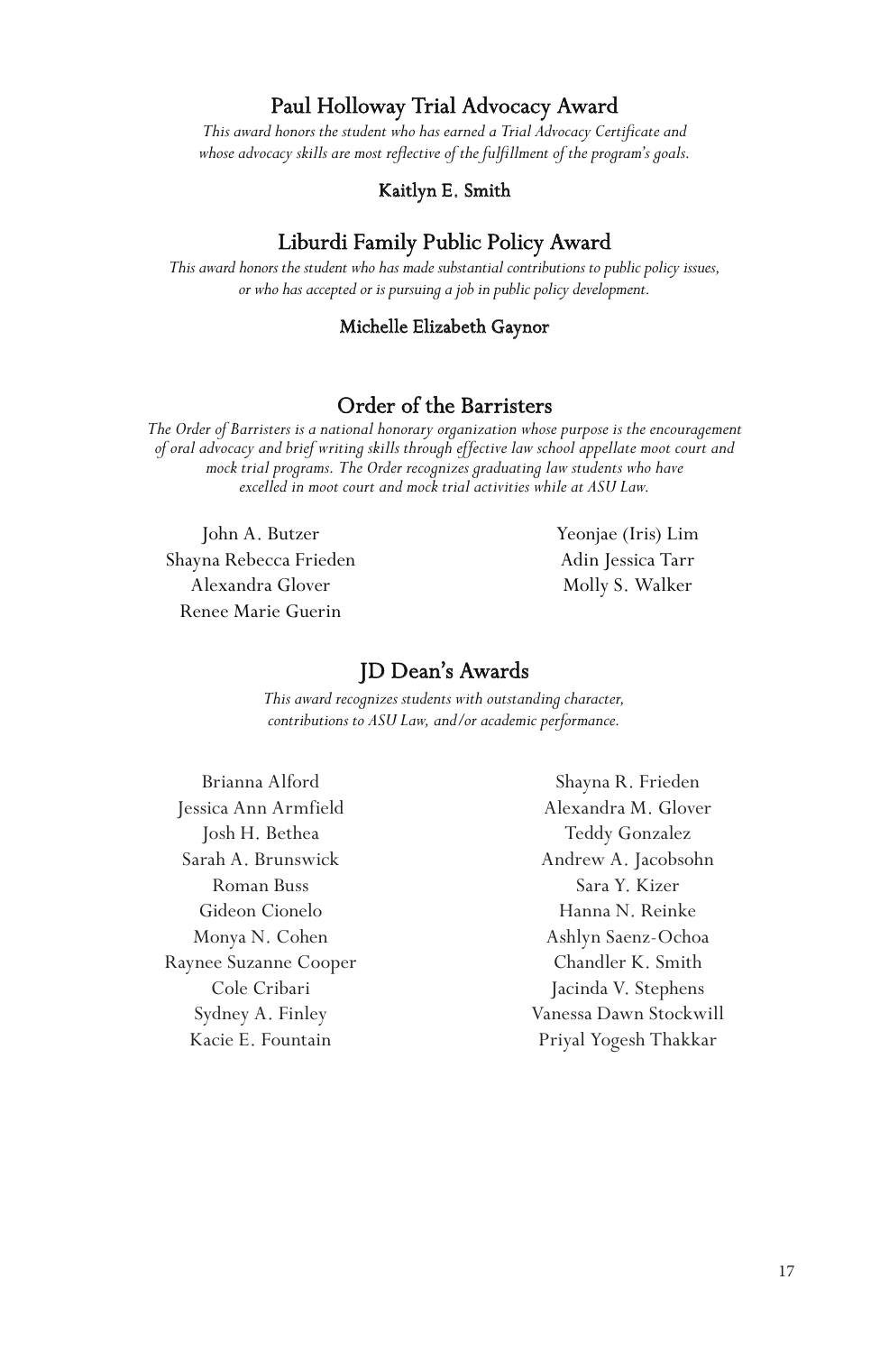## Paul Holloway Trial Advocacy Award

*This award honors the student who has earned a Trial Advocacy Certificate and whose advocacy skills are most reflective of the fulfillment of the program's goals.*

Kaitlyn E. Smith

## Liburdi Family Public Policy Award

*This award honors the student who has made substantial contributions to public policy issues, or who has accepted or is pursuing a job in public policy development.*

Michelle Elizabeth Gaynor

## Order of the Barristers

*The Order of Barristers is a national honorary organization whose purpose is the encouragement of oral advocacy and brief writing skills through effective law school appellate moot court and mock trial programs. The Order recognizes graduating law students who have excelled in moot court and mock trial activities while at ASU Law.*

John A. Butzer
Shayna Rebecca Frieden
Alexandra Glover
Renee Marie Guerin
Yeonjae (Iris) Lim
Adin Jessica Tarr
Molly S. Walker

## JD Dean's Awards

*This award recognizes students with outstanding character, contributions to ASU Law, and/or academic performance.*

Brianna Alford
Jessica Ann Armfield
Josh H. Bethea
Sarah A. Brunswick
Roman Buss
Gideon Cionelo
Monya N. Cohen
Raynee Suzanne Cooper
Cole Cribari
Sydney A. Finley
Kacie E. Fountain
Shayna R. Frieden
Alexandra M. Glover
Teddy Gonzalez
Andrew A. Jacobsohn
Sara Y. Kizer
Hanna N. Reinke
Ashlyn Saenz-Ochoa
Chandler K. Smith
Jacinda V. Stephens
Vanessa Dawn Stockwill
Priyal Yogesh Thakkar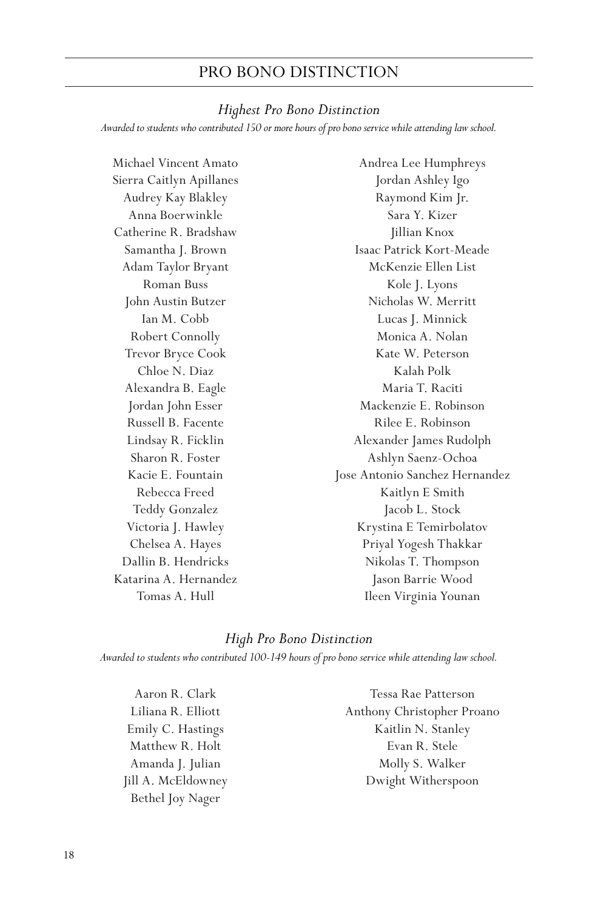## PRO BONO DISTINCTION

### *Highest Pro Bono Distinction*

*Awarded to students who contributed 150 or more hours of pro bono service while attending law school.*

Michael Vincent Amato
Sierra Caitlyn Apillanes
Audrey Kay Blakley
Anna Boerwinkle
Catherine R. Bradshaw
Samantha J. Brown
Adam Taylor Bryant
Roman Buss
John Austin Butzer
Ian M. Cobb
Robert Connolly
Trevor Bryce Cook
Chloe N. Diaz
Alexandra B. Eagle
Jordan John Esser
Russell B. Facente
Lindsay R. Ficklin
Sharon R. Foster
Kacie E. Fountain
Rebecca Freed
Teddy Gonzalez
Victoria J. Hawley
Chelsea A. Hayes
Dallin B. Hendricks
Katarina A. Hernandez
Tomas A. Hull
Andrea Lee Humphreys
Jordan Ashley Igo
Raymond Kim Jr.
Sara Y. Kizer
Jillian Knox
Isaac Patrick Kort-Meade
McKenzie Ellen List
Kole J. Lyons
Nicholas W. Merritt
Lucas J. Minnick
Monica A. Nolan
Kate W. Peterson
Kalah Polk
Maria T. Raciti
Mackenzie E. Robinson
Rilee E. Robinson
Alexander James Rudolph
Ashlyn Saenz-Ochoa
Jose Antonio Sanchez Hernandez
Kaitlyn E Smith
Jacob L. Stock
Krystina E Temirbolatov
Priyal Yogesh Thakkar
Nikolas T. Thompson
Jason Barrie Wood
Ileen Virginia Younan

### *High Pro Bono Distinction*

*Awarded to students who contributed 100-149 hours of pro bono service while attending law school.*

Aaron R. Clark
Liliana R. Elliott
Emily C. Hastings
Matthew R. Holt
Amanda J. Julian
Jill A. McEldowney
Bethel Joy Nager
Tessa Rae Patterson
Anthony Christopher Proano
Kaitlin N. Stanley
Evan R. Stele
Molly S. Walker
Dwight Witherspoon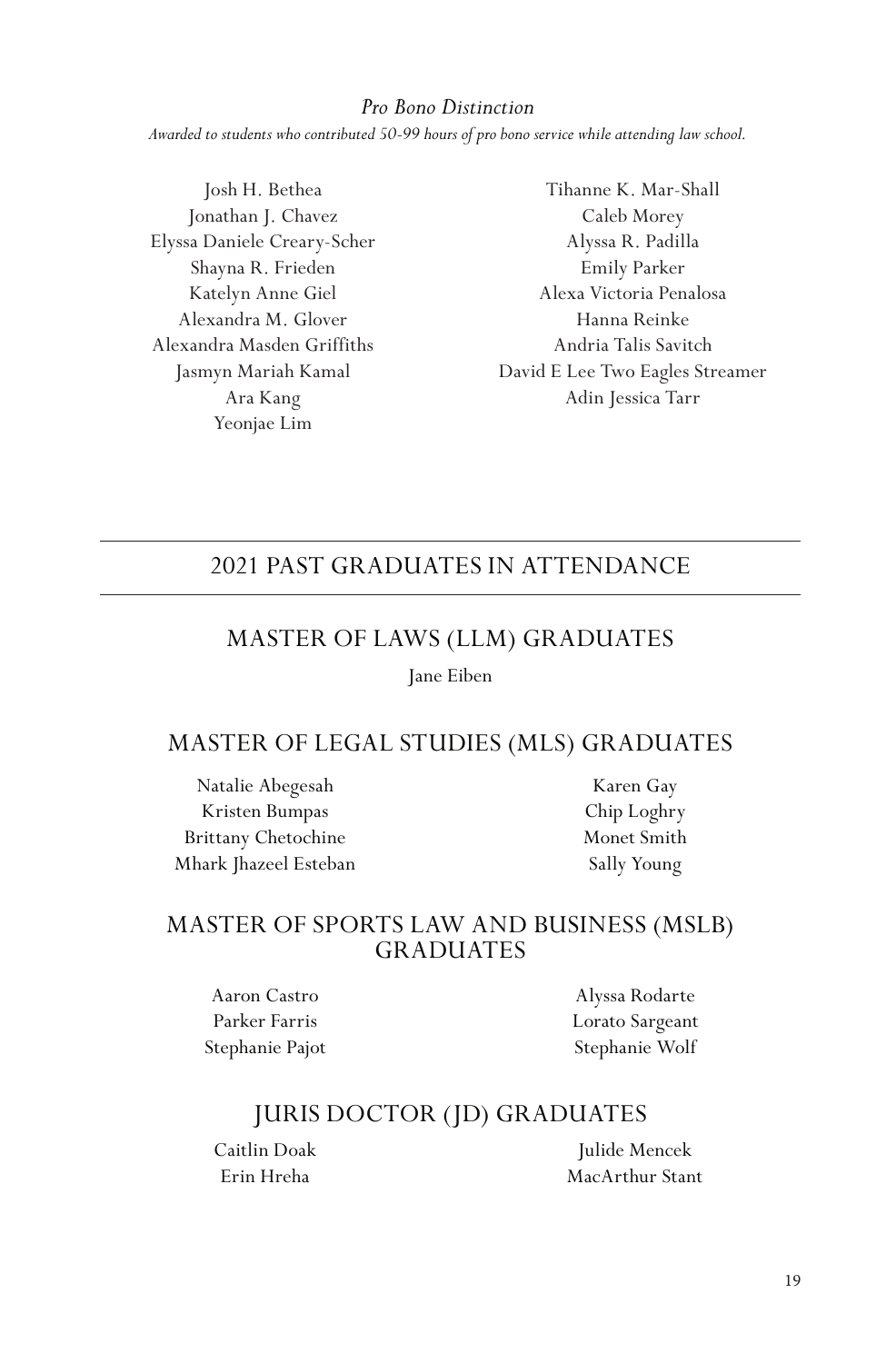### *Pro Bono Distinction*

*Awarded to students who contributed 50-99 hours of pro bono service while attending law school.*

Josh H. Bethea
Jonathan J. Chavez
Elyssa Daniele Creary-Scher
Shayna R. Frieden
Katelyn Anne Giel
Alexandra M. Glover
Alexandra Masden Griffiths
Jasmyn Mariah Kamal
Ara Kang
Yeonjae Lim
Tihanne K. Mar-Shall
Caleb Morey
Alyssa R. Padilla
Emily Parker
Alexa Victoria Penalosa
Hanna Reinke
Andria Talis Savitch
David E Lee Two Eagles Streamer
Adin Jessica Tarr

---

## 2021 PAST GRADUATES IN ATTENDANCE

---

### MASTER OF LAWS (LLM) GRADUATES

Jane Eiben

### MASTER OF LEGAL STUDIES (MLS) GRADUATES

Natalie Abegesah
Kristen Bumpas
Brittany Chetochine
Mhark Jhazeel Esteban
Karen Gay
Chip Loghry
Monet Smith
Sally Young

### MASTER OF SPORTS LAW AND BUSINESS (MSLB) GRADUATES

Aaron Castro
Parker Farris
Stephanie Pajot
Alyssa Rodarte
Lorato Sargeant
Stephanie Wolf

### JURIS DOCTOR (JD) GRADUATES

Caitlin Doak
Erin Hreha
Julide Mencek
MacArthur Stant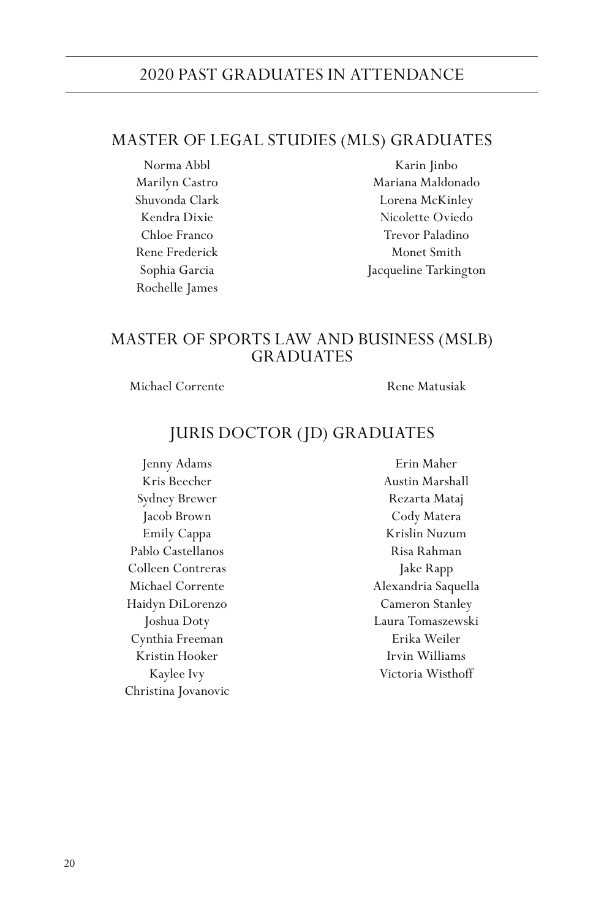# 2020 PAST GRADUATES IN ATTENDANCE

## MASTER OF LEGAL STUDIES (MLS) GRADUATES

Norma Abbl
Marilyn Castro
Shuvonda Clark
Kendra Dixie
Chloe Franco
Rene Frederick
Sophia Garcia
Rochelle James
Karin Jinbo
Mariana Maldonado
Lorena McKinley
Nicolette Oviedo
Trevor Paladino
Monet Smith
Jacqueline Tarkington

## MASTER OF SPORTS LAW AND BUSINESS (MSLB) GRADUATES

Michael Corrente
Rene Matusiak

## JURIS DOCTOR (JD) GRADUATES

Jenny Adams
Kris Beecher
Sydney Brewer
Jacob Brown
Emily Cappa
Pablo Castellanos
Colleen Contreras
Michael Corrente
Haidyn DiLorenzo
Joshua Doty
Cynthia Freeman
Kristin Hooker
Kaylee Ivy
Christina Jovanovic
Erin Maher
Austin Marshall
Rezarta Mataj
Cody Matera
Krislin Nuzum
Risa Rahman
Jake Rapp
Alexandria Saquella
Cameron Stanley
Laura Tomaszewski
Erika Weiler
Irvin Williams
Victoria Wisthoff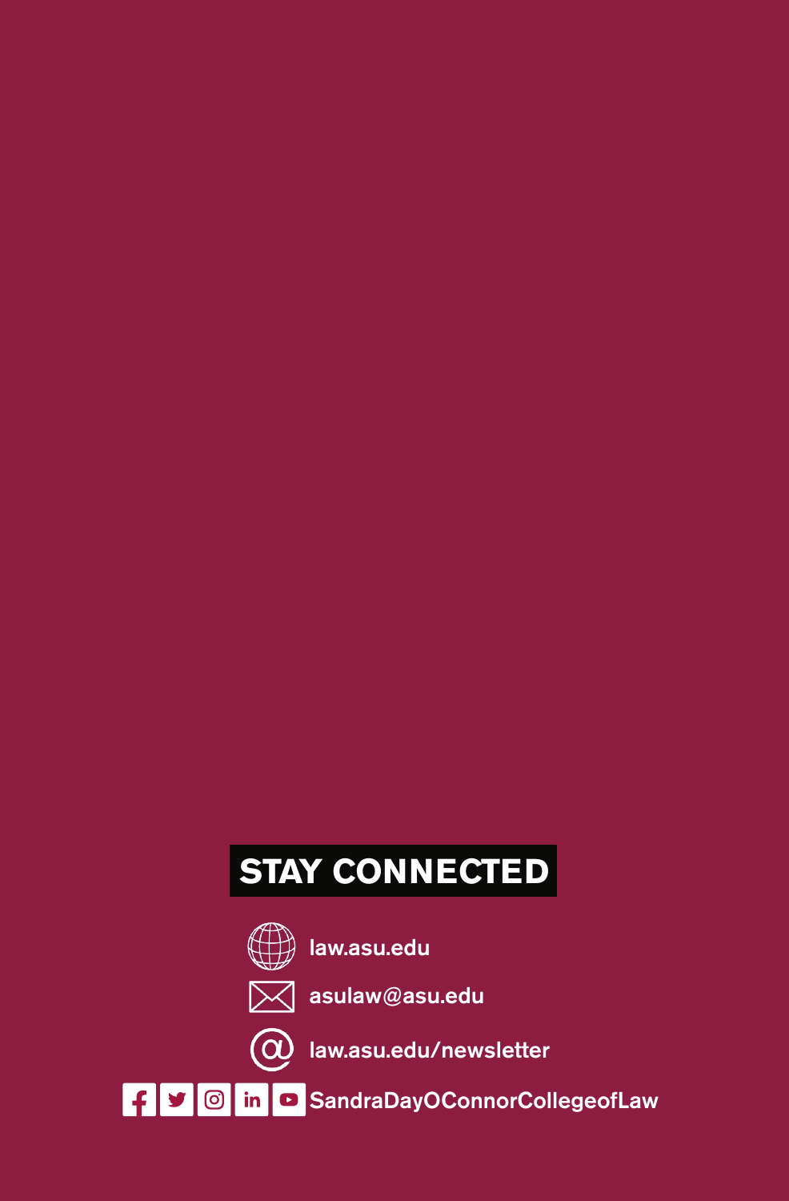## STAY CONNECTED

law.asu.edu

asulaw@asu.edu

law.asu.edu/newsletter

SandraDayOConnorCollegeofLaw